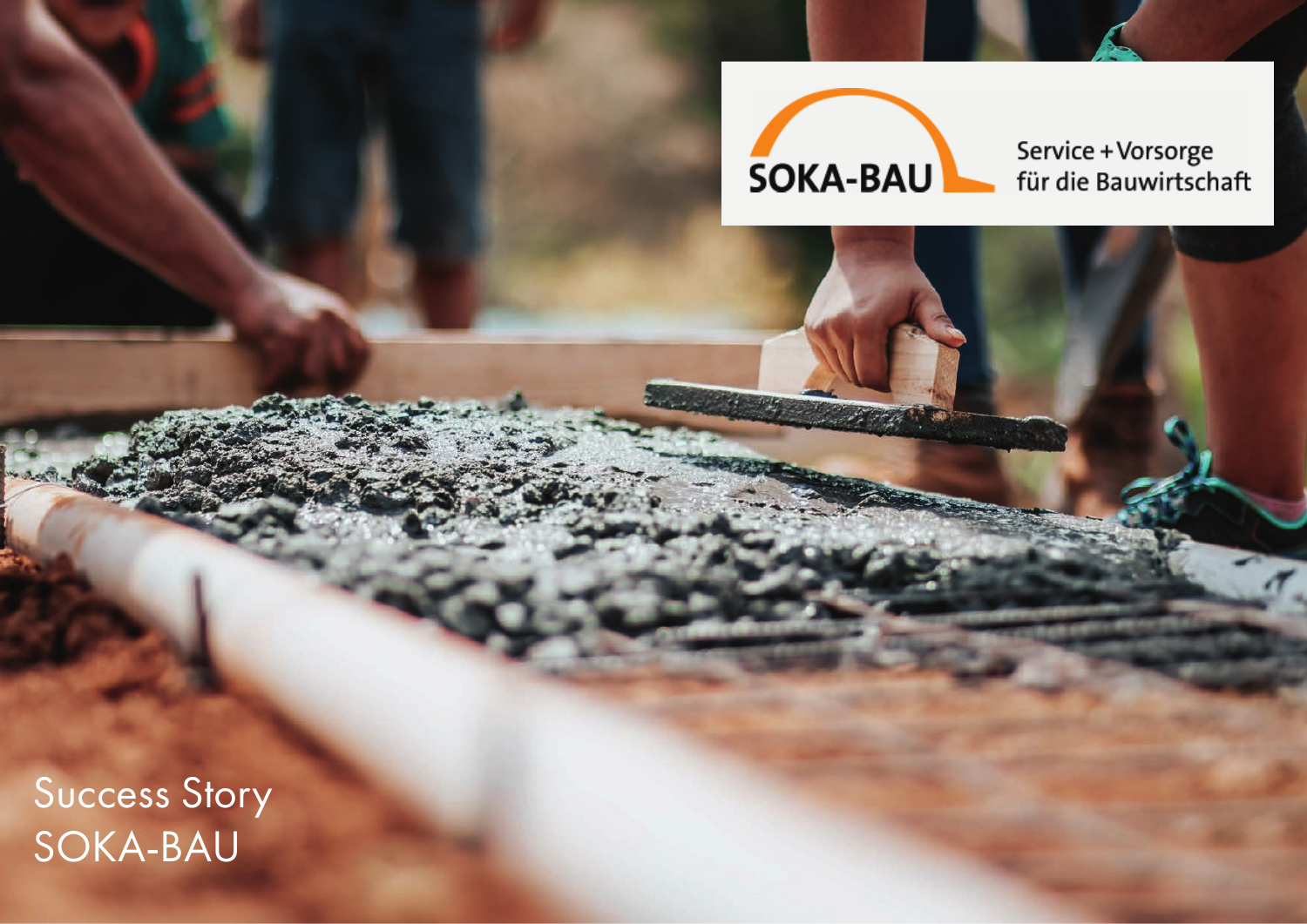SOKA-BAU

Service + Vorsorge
für die Bauwirtschaft

# Success Story
# SOKA-BAU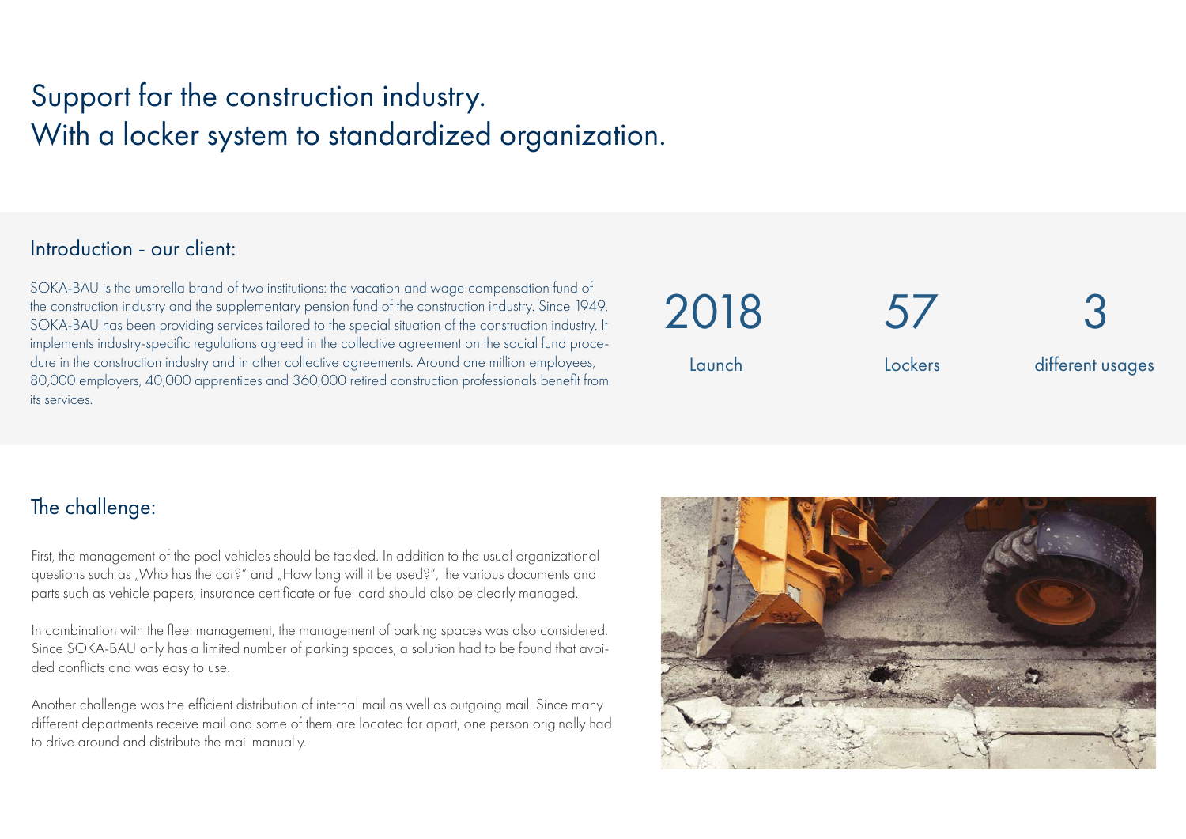# Support for the construction industry.
# With a locker system to standardized organization.

## Introduction - our client:

SOKA-BAU is the umbrella brand of two institutions: the vacation and wage compensation fund of the construction industry and the supplementary pension fund of the construction industry. Since 1949, SOKA-BAU has been providing services tailored to the special situation of the construction industry. It implements industry-specific regulations agreed in the collective agreement on the social fund procedure in the construction industry and in other collective agreements. Around one million employees, 80,000 employers, 40,000 apprentices and 360,000 retired construction professionals benefit from its services.

**2018**
Launch

**57**
Lockers

**3**
different usages

## The challenge:

First, the management of the pool vehicles should be tackled. In addition to the usual organizational questions such as „Who has the car?" and „How long will it be used?", the various documents and parts such as vehicle papers, insurance certificate or fuel card should also be clearly managed.

In combination with the fleet management, the management of parking spaces was also considered. Since SOKA-BAU only has a limited number of parking spaces, a solution had to be found that avoided conflicts and was easy to use.

Another challenge was the efficient distribution of internal mail as well as outgoing mail. Since many different departments receive mail and some of them are located far apart, one person originally had to drive around and distribute the mail manually.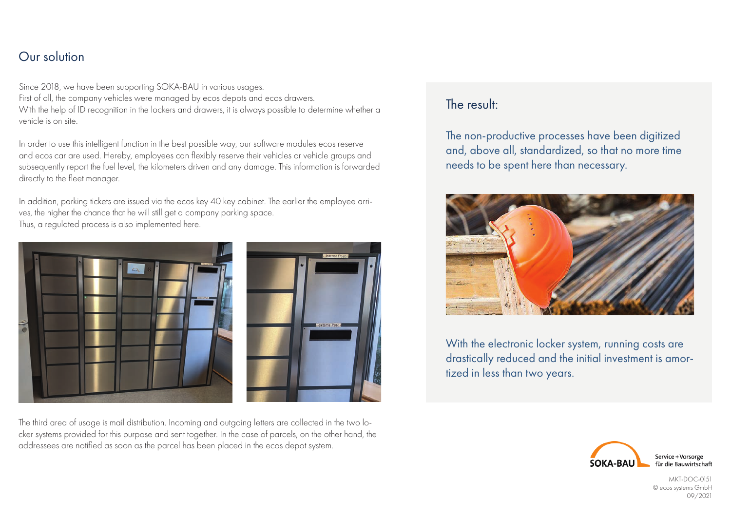## Our solution

Since 2018, we have been supporting SOKA-BAU in various usages.
First of all, the company vehicles were managed by ecos depots and ecos drawers.
With the help of ID recognition in the lockers and drawers, it is always possible to determine whether a vehicle is on site.

In order to use this intelligent function in the best possible way, our software modules ecos reserve and ecos car are used. Hereby, employees can flexibly reserve their vehicles or vehicle groups and subsequently report the fuel level, the kilometers driven and any damage. This information is forwarded directly to the fleet manager.

In addition, parking tickets are issued via the ecos key 40 key cabinet. The earlier the employee arrives, the higher the chance that he will still get a company parking space.
Thus, a regulated process is also implemented here.

The third area of usage is mail distribution. Incoming and outgoing letters are collected in the two locker systems provided for this purpose and sent together. In the case of parcels, on the other hand, the addressees are notified as soon as the parcel has been placed in the ecos depot system.

## The result:

The non-productive processes have been digitized and, above all, standardized, so that no more time needs to be spent here than necessary.

With the electronic locker system, running costs are drastically reduced and the initial investment is amortized in less than two years.

SOKA-BAU Service + Vorsorge für die Bauwirtschaft

MKT-DOC-0151
© ecos systems GmbH
09/2021